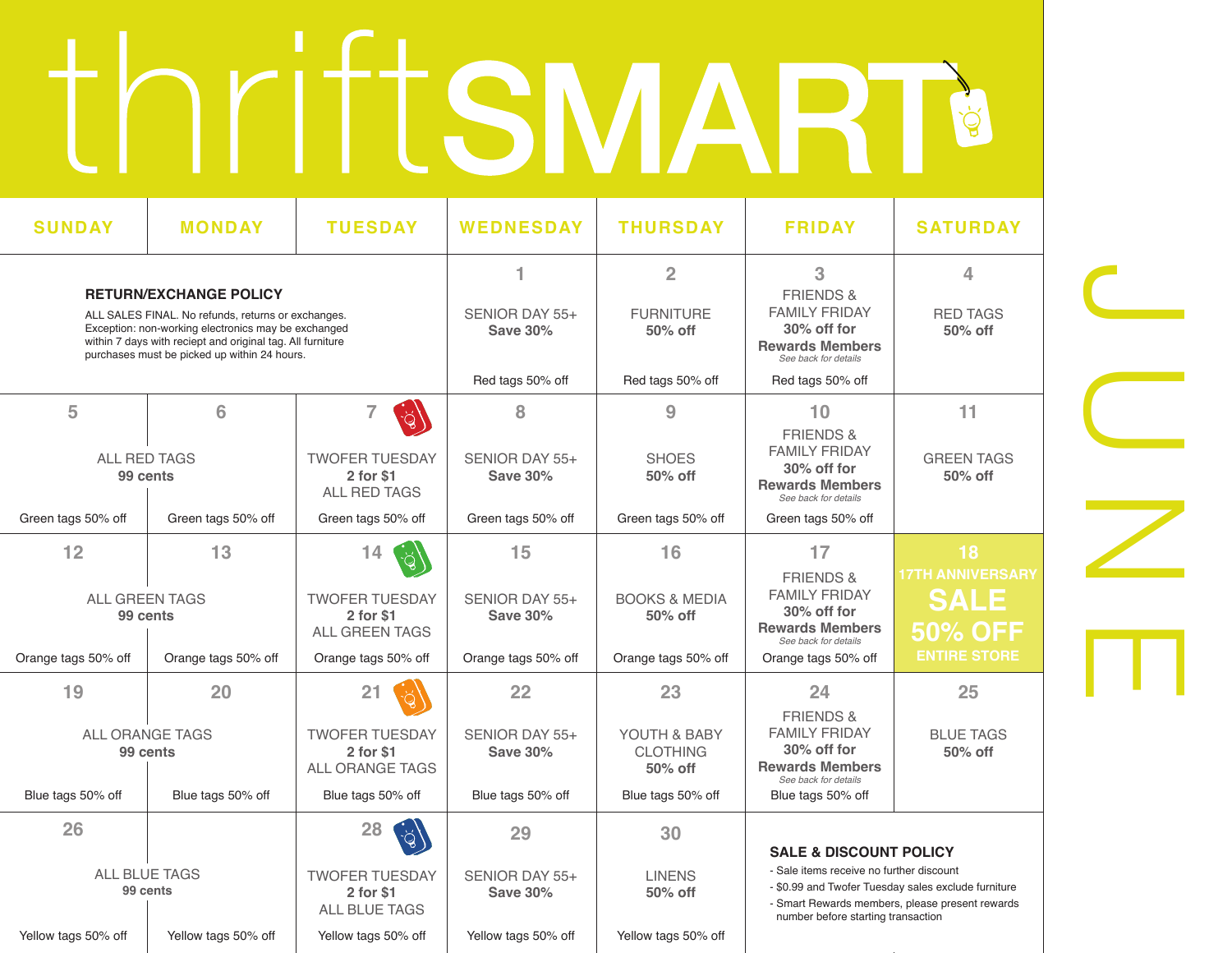# thriftSMART

## JUNE

| SUNDAY | MONDAY | TUESDAY | WEDNESDAY | THURSDAY | FRIDAY | SATURDAY |
|---|---|---|---|---|---|---|
| **RETURN/EXCHANGE POLICY** ALL SALES FINAL. No refunds, returns or exchanges. Exception: non-working electronics may be exchanged within 7 days with reciept and original tag. All furniture purchases must be picked up within 24 hours. | | | **1** SENIOR DAY 55+ **Save 30%** Red tags 50% off | **2** FURNITURE **50% off** Red tags 50% off | **3** FRIENDS & FAMILY FRIDAY **30% off for Rewards Members** *See back for details* Red tags 50% off | **4** RED TAGS **50% off** |
| **5** ALL RED TAGS **99 cents** Green tags 50% off | **6** ALL RED TAGS **99 cents** Green tags 50% off | **7** TWOFER TUESDAY **2 for $1** ALL RED TAGS Green tags 50% off | **8** SENIOR DAY 55+ **Save 30%** Green tags 50% off | **9** SHOES **50% off** Green tags 50% off | **10** FRIENDS & FAMILY FRIDAY **30% off for Rewards Members** *See back for details* Green tags 50% off | **11** GREEN TAGS **50% off** |
| **12** ALL GREEN TAGS **99 cents** Orange tags 50% off | **13** ALL GREEN TAGS **99 cents** Orange tags 50% off | **14** TWOFER TUESDAY **2 for $1** ALL GREEN TAGS Orange tags 50% off | **15** SENIOR DAY 55+ **Save 30%** Orange tags 50% off | **16** BOOKS & MEDIA **50% off** Orange tags 50% off | **17** FRIENDS & FAMILY FRIDAY **30% off for Rewards Members** *See back for details* Orange tags 50% off | **18** **17TH ANNIVERSARY SALE 50% OFF ENTIRE STORE** |
| **19** ALL ORANGE TAGS **99 cents** Blue tags 50% off | **20** ALL ORANGE TAGS **99 cents** Blue tags 50% off | **21** TWOFER TUESDAY **2 for $1** ALL ORANGE TAGS Blue tags 50% off | **22** SENIOR DAY 55+ **Save 30%** Blue tags 50% off | **23** YOUTH & BABY CLOTHING **50% off** Blue tags 50% off | **24** FRIENDS & FAMILY FRIDAY **30% off for Rewards Members** *See back for details* Blue tags 50% off | **25** BLUE TAGS **50% off** |
| **26** ALL BLUE TAGS **99 cents** Yellow tags 50% off | ALL BLUE TAGS **99 cents** Yellow tags 50% off | **28** TWOFER TUESDAY **2 for $1** ALL BLUE TAGS Yellow tags 50% off | **29** SENIOR DAY 55+ **Save 30%** Yellow tags 50% off | **30** LINENS **50% off** Yellow tags 50% off | **SALE & DISCOUNT POLICY** - Sale items receive no further discount - $0.99 and Twofer Tuesday sales exclude furniture - Smart Rewards members, please present rewards number before starting transaction | |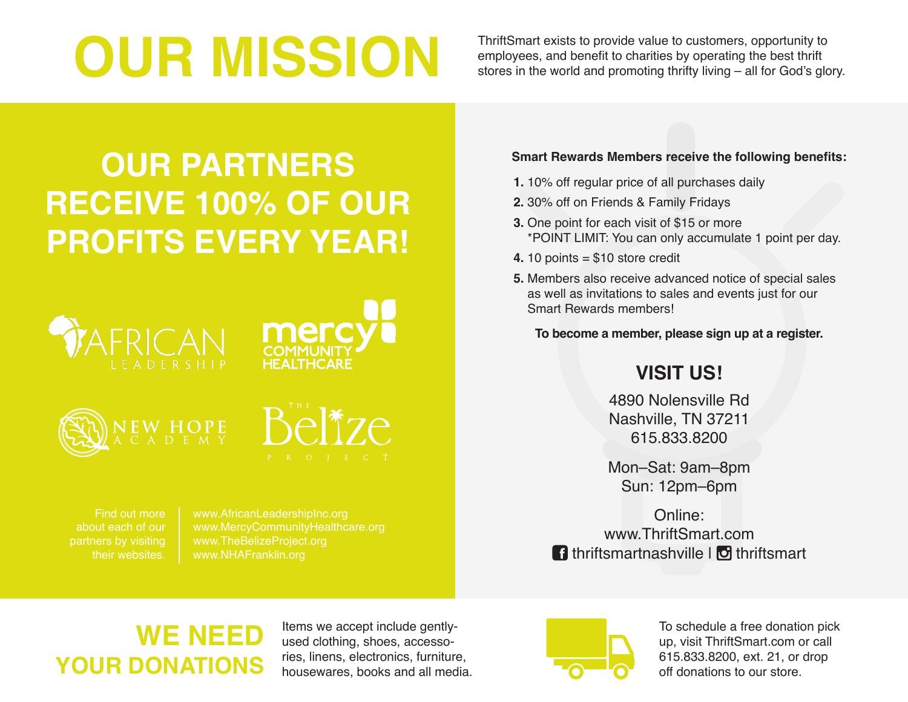# OUR MISSION

ThriftSmart exists to provide value to customers, opportunity to employees, and benefit to charities by operating the best thrift stores in the world and promoting thrifty living – all for God's glory.

## OUR PARTNERS RECEIVE 100% OF OUR PROFITS EVERY YEAR!

AFRICAN LEADERSHIP

mercy COMMUNITY HEALTHCARE

NEW HOPE ACADEMY

THE Belize PROJECT

Find out more about each of our partners by visiting their websites.

www.AfricanLeadershipInc.org
www.MercyCommunityHealthcare.org
www.TheBelizeProject.org
www.NHAFranklin.org

**Smart Rewards Members receive the following benefits:**

1. 10% off regular price of all purchases daily
2. 30% off on Friends & Family Fridays
3. One point for each visit of $15 or more
   *POINT LIMIT: You can only accumulate 1 point per day.
4. 10 points = $10 store credit
5. Members also receive advanced notice of special sales as well as invitations to sales and events just for our Smart Rewards members!

**To become a member, please sign up at a register.**

## VISIT US!

4890 Nolensville Rd
Nashville, TN 37211
615.833.8200

Mon–Sat: 9am–8pm
Sun: 12pm–6pm

Online:
www.ThriftSmart.com
thriftsmartnashville | thriftsmart

## WE NEED YOUR DONATIONS

Items we accept include gently-used clothing, shoes, accessories, linens, electronics, furniture, housewares, books and all media.

To schedule a free donation pick up, visit ThriftSmart.com or call 615.833.8200, ext. 21, or drop off donations to our store.